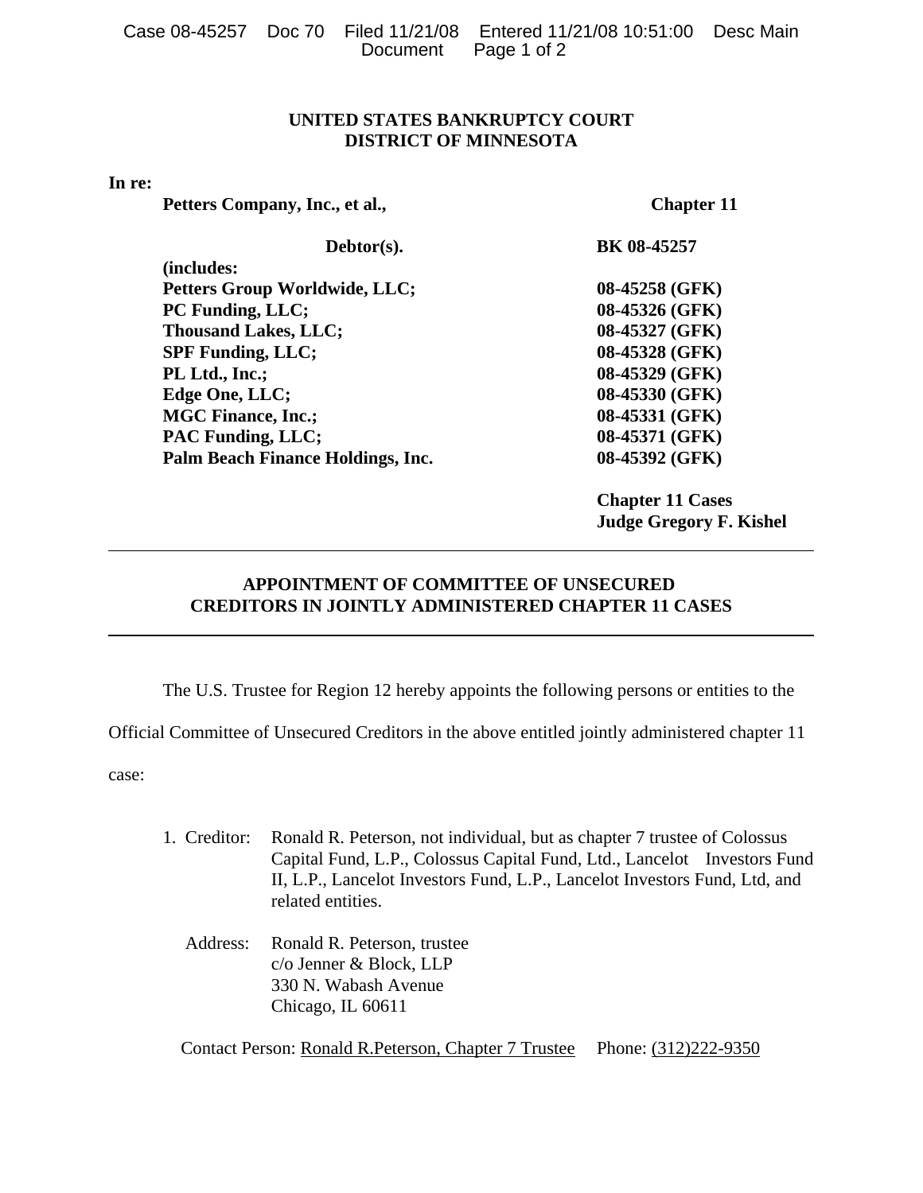**UNITED STATES BANKRUPTCY COURT**
**DISTRICT OF MINNESOTA**

**In re:**

| | |
|---|---|
| **Petters Company, Inc., et al.,** | **Chapter 11** |
| **Debtor(s).** | **BK 08-45257** |
| **(includes:** | |
| **Petters Group Worldwide, LLC;** | **08-45258 (GFK)** |
| **PC Funding, LLC;** | **08-45326 (GFK)** |
| **Thousand Lakes, LLC;** | **08-45327 (GFK)** |
| **SPF Funding, LLC;** | **08-45328 (GFK)** |
| **PL Ltd., Inc.;** | **08-45329 (GFK)** |
| **Edge One, LLC;** | **08-45330 (GFK)** |
| **MGC Finance, Inc.;** | **08-45331 (GFK)** |
| **PAC Funding, LLC;** | **08-45371 (GFK)** |
| **Palm Beach Finance Holdings, Inc.** | **08-45392 (GFK)** |

**Chapter 11 Cases**
**Judge Gregory F. Kishel**

---

**APPOINTMENT OF COMMITTEE OF UNSECURED CREDITORS IN JOINTLY ADMINISTERED CHAPTER 11 CASES**

---

The U.S. Trustee for Region 12 hereby appoints the following persons or entities to the Official Committee of Unsecured Creditors in the above entitled jointly administered chapter 11 case:

1. Creditor: Ronald R. Peterson, not individual, but as chapter 7 trustee of Colossus Capital Fund, L.P., Colossus Capital Fund, Ltd., Lancelot Investors Fund II, L.P., Lancelot Investors Fund, L.P., Lancelot Investors Fund, Ltd, and related entities.

   Address: Ronald R. Peterson, trustee
   c/o Jenner & Block, LLP
   330 N. Wabash Avenue
   Chicago, IL 60611

   Contact Person: Ronald R.Peterson, Chapter 7 Trustee Phone: (312)222-9350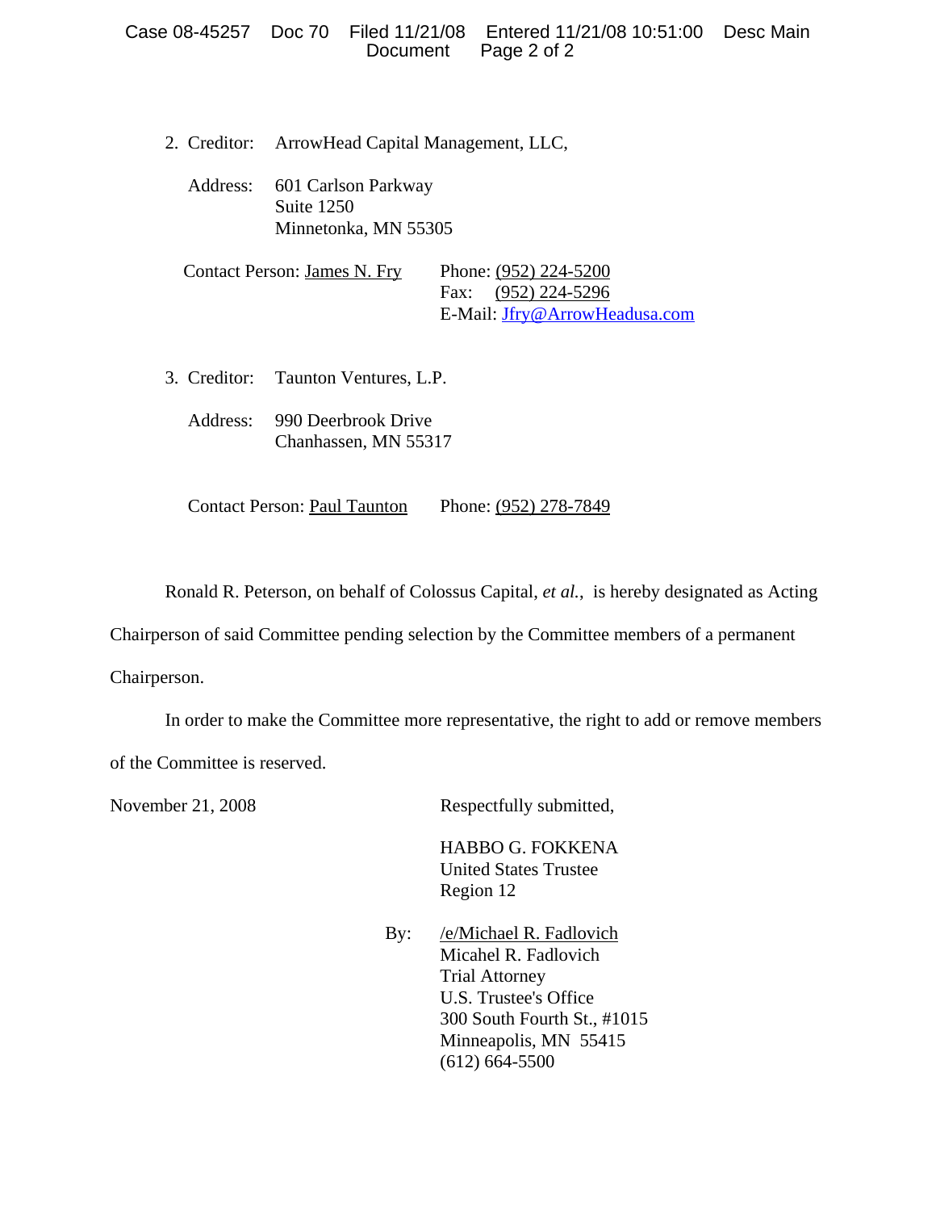2. Creditor: ArrowHead Capital Management, LLC,

   Address: 601 Carlson Parkway
   Suite 1250
   Minnetonka, MN 55305

   Contact Person: James N. Fry   Phone: (952) 224-5200
   Fax: (952) 224-5296
   E-Mail: Jfry@ArrowHeadusa.com

3. Creditor: Taunton Ventures, L.P.

   Address: 990 Deerbrook Drive
   Chanhassen, MN 55317

   Contact Person: Paul Taunton   Phone: (952) 278-7849

Ronald R. Peterson, on behalf of Colossus Capital, *et al.*, is hereby designated as Acting Chairperson of said Committee pending selection by the Committee members of a permanent Chairperson.

In order to make the Committee more representative, the right to add or remove members of the Committee is reserved.

November 21, 2008

Respectfully submitted,

HABBO G. FOKKENA
United States Trustee
Region 12

By: /e/Michael R. Fadlovich
Micahel R. Fadlovich
Trial Attorney
U.S. Trustee's Office
300 South Fourth St., #1015
Minneapolis, MN 55415
(612) 664-5500